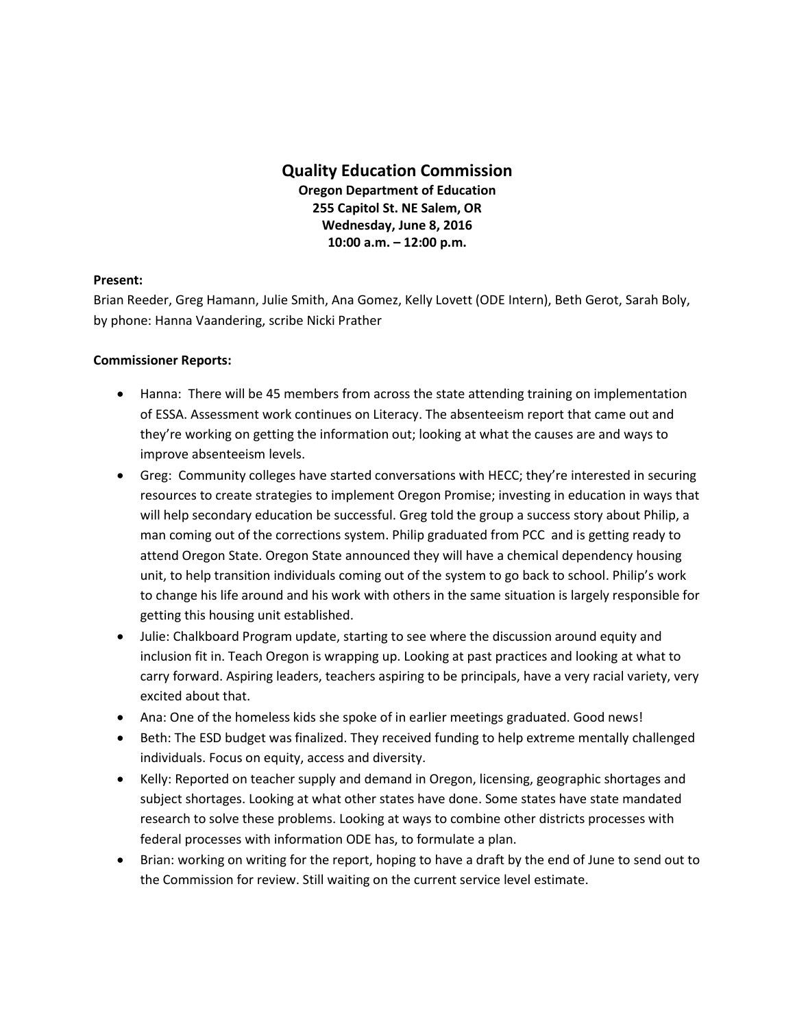# Quality Education Commission

**Oregon Department of Education**
**255 Capitol St. NE Salem, OR**
**Wednesday, June 8, 2016**
**10:00 a.m. – 12:00 p.m.**

**Present:**

Brian Reeder, Greg Hamann, Julie Smith, Ana Gomez, Kelly Lovett (ODE Intern), Beth Gerot, Sarah Boly, by phone: Hanna Vaandering, scribe Nicki Prather

**Commissioner Reports:**

- Hanna: There will be 45 members from across the state attending training on implementation of ESSA. Assessment work continues on Literacy. The absenteeism report that came out and they're working on getting the information out; looking at what the causes are and ways to improve absenteeism levels.
- Greg: Community colleges have started conversations with HECC; they're interested in securing resources to create strategies to implement Oregon Promise; investing in education in ways that will help secondary education be successful. Greg told the group a success story about Philip, a man coming out of the corrections system. Philip graduated from PCC and is getting ready to attend Oregon State. Oregon State announced they will have a chemical dependency housing unit, to help transition individuals coming out of the system to go back to school. Philip's work to change his life around and his work with others in the same situation is largely responsible for getting this housing unit established.
- Julie: Chalkboard Program update, starting to see where the discussion around equity and inclusion fit in. Teach Oregon is wrapping up. Looking at past practices and looking at what to carry forward. Aspiring leaders, teachers aspiring to be principals, have a very racial variety, very excited about that.
- Ana: One of the homeless kids she spoke of in earlier meetings graduated. Good news!
- Beth: The ESD budget was finalized. They received funding to help extreme mentally challenged individuals. Focus on equity, access and diversity.
- Kelly: Reported on teacher supply and demand in Oregon, licensing, geographic shortages and subject shortages. Looking at what other states have done. Some states have state mandated research to solve these problems. Looking at ways to combine other districts processes with federal processes with information ODE has, to formulate a plan.
- Brian: working on writing for the report, hoping to have a draft by the end of June to send out to the Commission for review. Still waiting on the current service level estimate.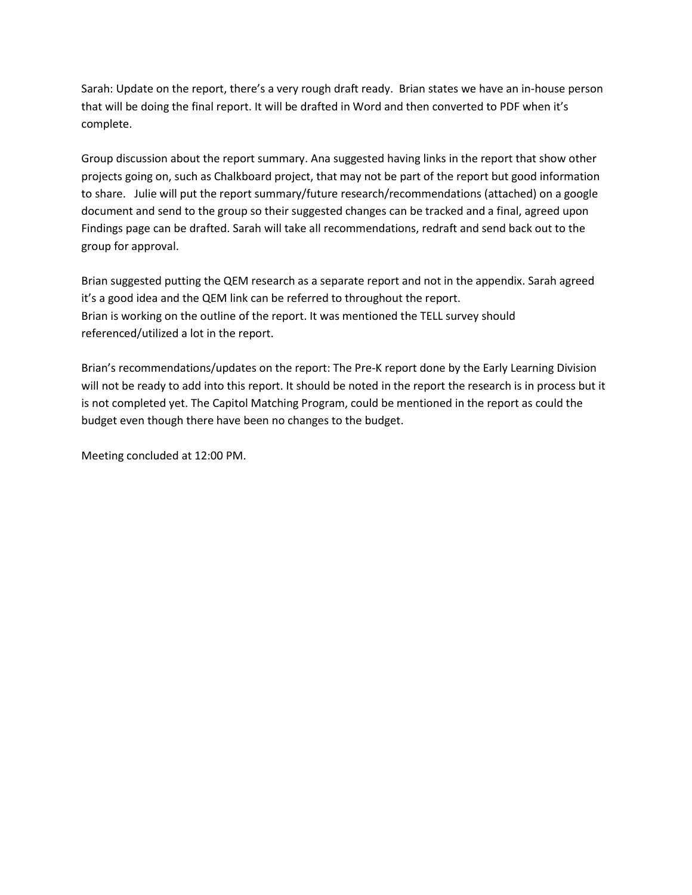Sarah: Update on the report, there's a very rough draft ready. Brian states we have an in-house person that will be doing the final report. It will be drafted in Word and then converted to PDF when it's complete.

Group discussion about the report summary. Ana suggested having links in the report that show other projects going on, such as Chalkboard project, that may not be part of the report but good information to share. Julie will put the report summary/future research/recommendations (attached) on a google document and send to the group so their suggested changes can be tracked and a final, agreed upon Findings page can be drafted. Sarah will take all recommendations, redraft and send back out to the group for approval.

Brian suggested putting the QEM research as a separate report and not in the appendix. Sarah agreed it's a good idea and the QEM link can be referred to throughout the report.
Brian is working on the outline of the report. It was mentioned the TELL survey should referenced/utilized a lot in the report.

Brian's recommendations/updates on the report: The Pre-K report done by the Early Learning Division will not be ready to add into this report. It should be noted in the report the research is in process but it is not completed yet. The Capitol Matching Program, could be mentioned in the report as could the budget even though there have been no changes to the budget.

Meeting concluded at 12:00 PM.